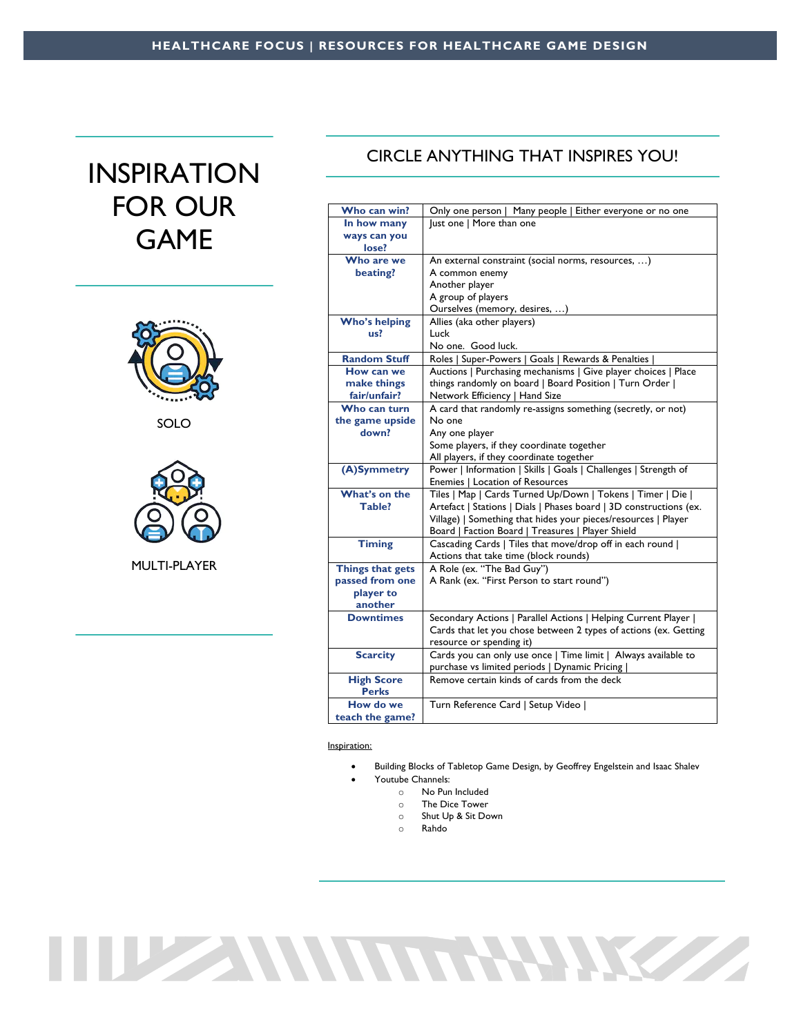# INSPIRATION FOR OUR GAME

SOLO

MULTI-PLAYER

## CIRCLE ANYTHING THAT INSPIRES YOU!

| | |
|---|---|
| **Who can win?** | Only one person \| Many people \| Either everyone or no one |
| **In how many ways can you lose?** | Just one \| More than one |
| **Who are we beating?** | An external constraint (social norms, resources, …)<br>A common enemy<br>Another player<br>A group of players<br>Ourselves (memory, desires, …) |
| **Who's helping us?** | Allies (aka other players)<br>Luck<br>No one. Good luck. |
| **Random Stuff** | Roles \| Super-Powers \| Goals \| Rewards & Penalties \| |
| **How can we make things fair/unfair?** | Auctions \| Purchasing mechanisms \| Give player choices \| Place things randomly on board \| Board Position \| Turn Order \| Network Efficiency \| Hand Size |
| **Who can turn the game upside down?** | A card that randomly re-assigns something (secretly, or not)<br>No one<br>Any one player<br>Some players, if they coordinate together<br>All players, if they coordinate together |
| **(A)Symmetry** | Power \| Information \| Skills \| Goals \| Challenges \| Strength of Enemies \| Location of Resources |
| **What's on the Table?** | Tiles \| Map \| Cards Turned Up/Down \| Tokens \| Timer \| Die \| Artefact \| Stations \| Dials \| Phases board \| 3D constructions (ex. Village) \| Something that hides your pieces/resources \| Player Board \| Faction Board \| Treasures \| Player Shield |
| **Timing** | Cascading Cards \| Tiles that move/drop off in each round \| Actions that take time (block rounds) |
| **Things that gets passed from one player to another** | A Role (ex. "The Bad Guy")<br>A Rank (ex. "First Person to start round") |
| **Downtimes** | Secondary Actions \| Parallel Actions \| Helping Current Player \| Cards that let you chose between 2 types of actions (ex. Getting resource or spending it) |
| **Scarcity** | Cards you can only use once \| Time limit \| Always available to purchase vs limited periods \| Dynamic Pricing \| |
| **High Score Perks** | Remove certain kinds of cards from the deck |
| **How do we teach the game?** | Turn Reference Card \| Setup Video \| |

Inspiration:

- Building Blocks of Tabletop Game Design, by Geoffrey Engelstein and Isaac Shalev
- Youtube Channels:
  - No Pun Included
  - The Dice Tower
  - Shut Up & Sit Down
  - Rahdo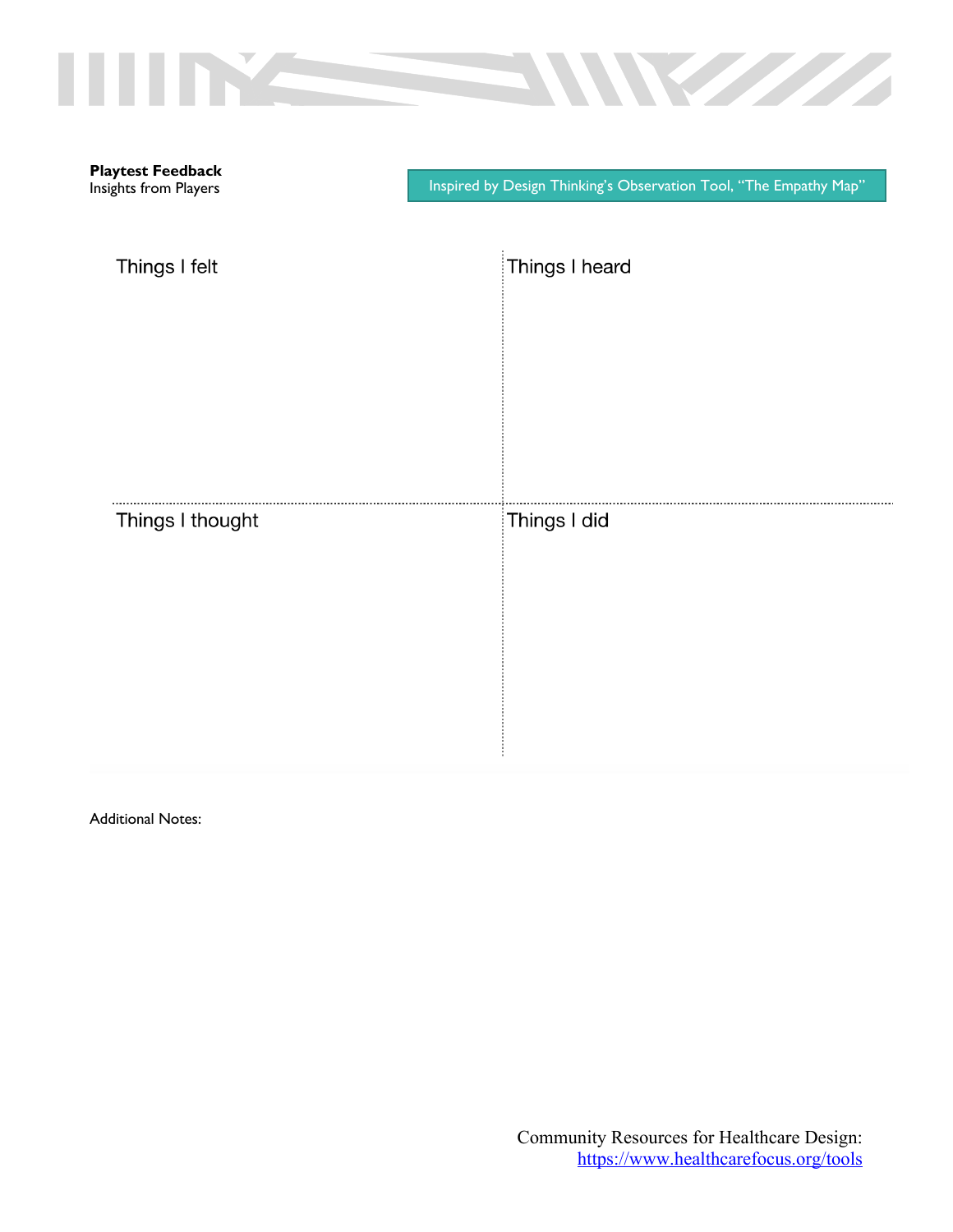**Playtest Feedback**
Insights from Players

Inspired by Design Thinking's Observation Tool, "The Empathy Map"

| Things I felt | Things I heard |
|---|---|
| Things I thought | Things I did |

Additional Notes:

Community Resources for Healthcare Design:
https://www.healthcarefocus.org/tools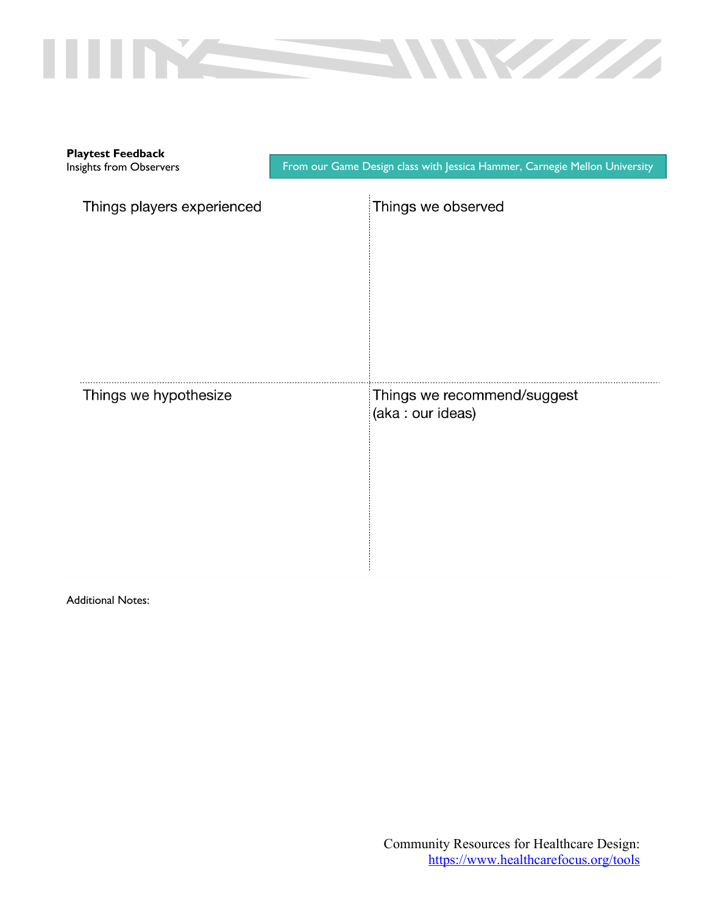**Playtest Feedback**
Insights from Observers

From our Game Design class with Jessica Hammer, Carnegie Mellon University

| | |
|---|---|
| Things players experienced | Things we observed |
| Things we hypothesize | Things we recommend/suggest (aka : our ideas) |

Additional Notes:

Community Resources for Healthcare Design:
https://www.healthcarefocus.org/tools